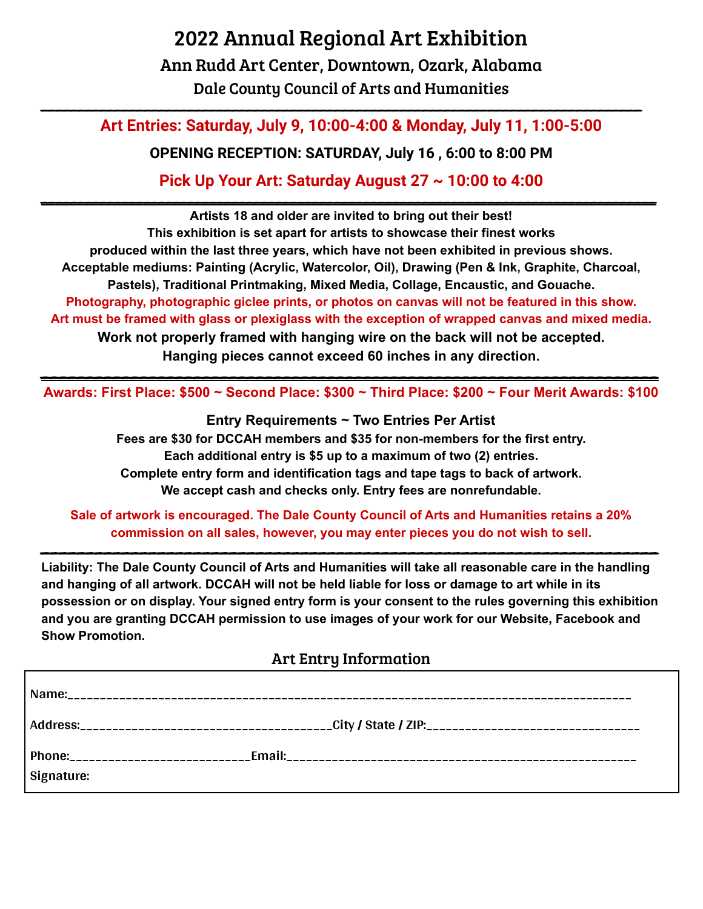# 2022 Annual Regional Art Exhibition

## Ann Rudd Art Center, Downtown, Ozark, Alabama

## Dale County Council of Arts and Humanities

---

**Art Entries: Saturday, July 9, 10:00-4:00 & Monday, July 11, 1:00-5:00**

**OPENING RECEPTION: SATURDAY, July 16 , 6:00 to 8:00 PM**

**Pick Up Your Art: Saturday August 27 ~ 10:00 to 4:00**

---

**Artists 18 and older are invited to bring out their best!**
**This exhibition is set apart for artists to showcase their finest works produced within the last three years, which have not been exhibited in previous shows.**
**Acceptable mediums: Painting (Acrylic, Watercolor, Oil), Drawing (Pen & Ink, Graphite, Charcoal, Pastels), Traditional Printmaking, Mixed Media, Collage, Encaustic, and Gouache.**
**Photography, photographic giclee prints, or photos on canvas will not be featured in this show.**
**Art must be framed with glass or plexiglass with the exception of wrapped canvas and mixed media.**
**Work not properly framed with hanging wire on the back will not be accepted.**
**Hanging pieces cannot exceed 60 inches in any direction.**

---

**Awards: First Place: $500 ~ Second Place: $300 ~ Third Place: $200 ~ Four Merit Awards: $100**

**Entry Requirements ~ Two Entries Per Artist**

**Fees are $30 for DCCAH members and $35 for non-members for the first entry.**
**Each additional entry is $5 up to a maximum of two (2) entries.**
**Complete entry form and identification tags and tape tags to back of artwork.**
**We accept cash and checks only. Entry fees are nonrefundable.**

**Sale of artwork is encouraged. The Dale County Council of Arts and Humanities retains a 20% commission on all sales, however, you may enter pieces you do not wish to sell.**

---

**Liability: The Dale County Council of Arts and Humanities will take all reasonable care in the handling and hanging of all artwork. DCCAH will not be held liable for loss or damage to art while in its possession or on display. Your signed entry form is your consent to the rules governing this exhibition and you are granting DCCAH permission to use images of your work for our Website, Facebook and Show Promotion.**

## Art Entry Information

Name:______________________________________________________________________________

Address:_____________________________________City / State / ZIP:_____________________________

Phone:__________________________Email:__________________________________________________

Signature: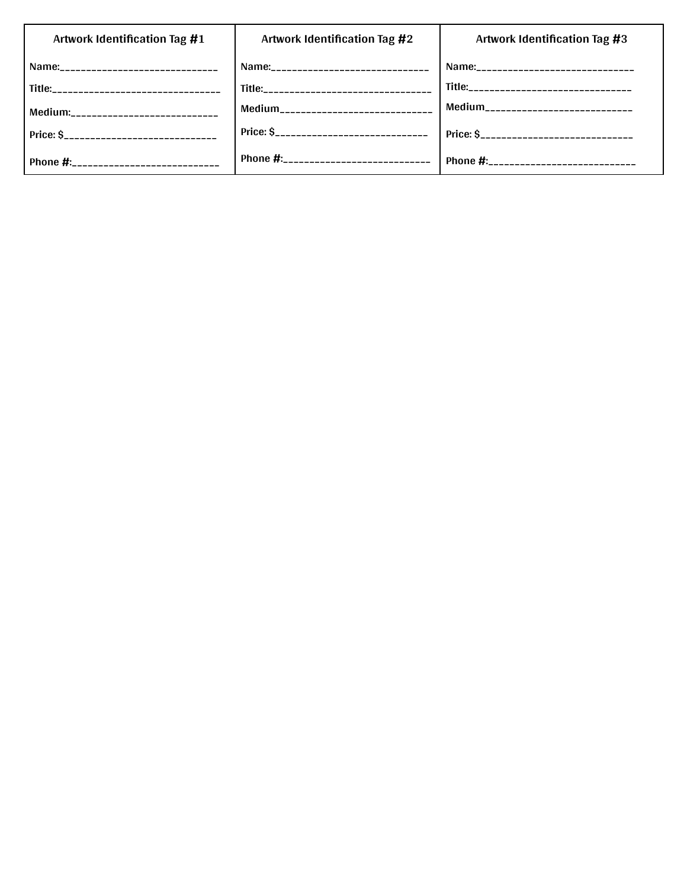| Artwork Identification Tag #1 | Artwork Identification Tag #2 | Artwork Identification Tag #3 |
|---|---|---|
| Name:____________________________ | Name:____________________________ | Name:____________________________ |
| Title:______________________________ | Title:______________________________ | Title:_____________________________ |
| Medium:__________________________ | Medium___________________________ | Medium__________________________ |
| Price: $__________________________ | Price: $__________________________ | Price: $__________________________ |
| Phone #:__________________________ | Phone #:__________________________ | Phone #:__________________________ |